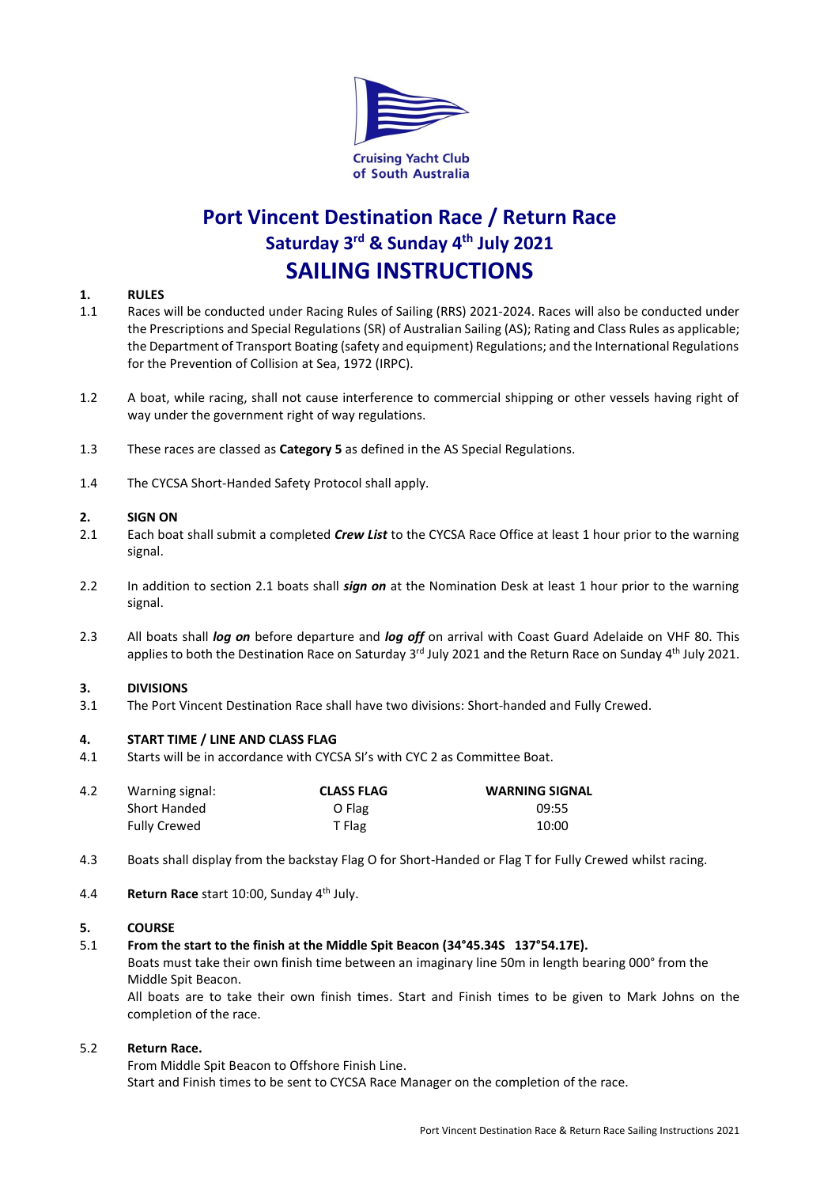Cruising Yacht Club of South Australia

# Port Vincent Destination Race / Return Race

## Saturday 3rd & Sunday 4th July 2021

# SAILING INSTRUCTIONS

**1. RULES**

1.1 Races will be conducted under Racing Rules of Sailing (RRS) 2021-2024. Races will also be conducted under the Prescriptions and Special Regulations (SR) of Australian Sailing (AS); Rating and Class Rules as applicable; the Department of Transport Boating (safety and equipment) Regulations; and the International Regulations for the Prevention of Collision at Sea, 1972 (IRPC).

1.2 A boat, while racing, shall not cause interference to commercial shipping or other vessels having right of way under the government right of way regulations.

1.3 These races are classed as **Category 5** as defined in the AS Special Regulations.

1.4 The CYCSA Short-Handed Safety Protocol shall apply.

**2. SIGN ON**

2.1 Each boat shall submit a completed ***Crew List*** to the CYCSA Race Office at least 1 hour prior to the warning signal.

2.2 In addition to section 2.1 boats shall ***sign on*** at the Nomination Desk at least 1 hour prior to the warning signal.

2.3 All boats shall ***log on*** before departure and ***log off*** on arrival with Coast Guard Adelaide on VHF 80. This applies to both the Destination Race on Saturday 3rd July 2021 and the Return Race on Sunday 4th July 2021.

**3. DIVISIONS**

3.1 The Port Vincent Destination Race shall have two divisions: Short-handed and Fully Crewed.

**4. START TIME / LINE AND CLASS FLAG**

4.1 Starts will be in accordance with CYCSA SI's with CYC 2 as Committee Boat.

4.2

| Warning signal: | **CLASS FLAG** | **WARNING SIGNAL** |
|---|---|---|
| Short Handed | O Flag | 09:55 |
| Fully Crewed | T Flag | 10:00 |

4.3 Boats shall display from the backstay Flag O for Short-Handed or Flag T for Fully Crewed whilst racing.

4.4 **Return Race** start 10:00, Sunday 4th July.

**5. COURSE**

5.1 **From the start to the finish at the Middle Spit Beacon (34°45.34S 137°54.17E).**
Boats must take their own finish time between an imaginary line 50m in length bearing 000° from the Middle Spit Beacon.
All boats are to take their own finish times. Start and Finish times to be given to Mark Johns on the completion of the race.

5.2 **Return Race.**
From Middle Spit Beacon to Offshore Finish Line.
Start and Finish times to be sent to CYCSA Race Manager on the completion of the race.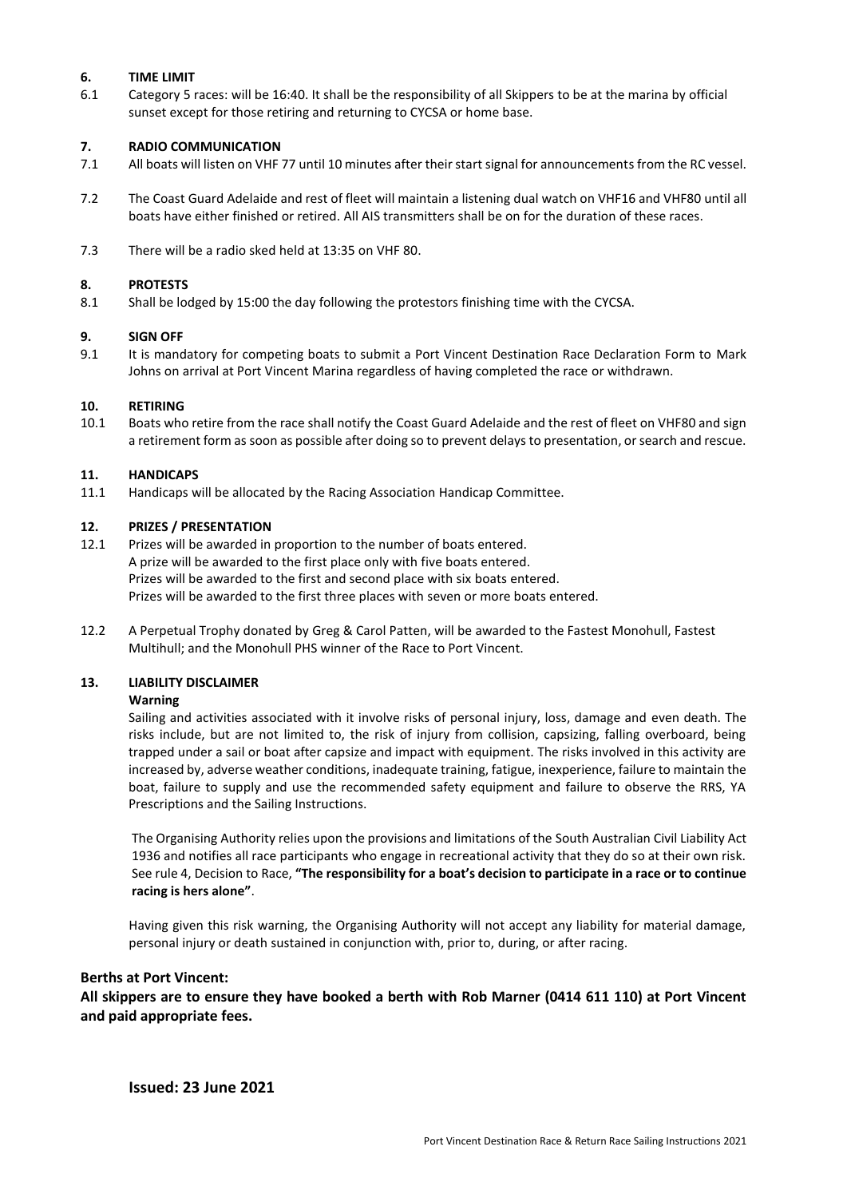### 6. TIME LIMIT

6.1 Category 5 races: will be 16:40. It shall be the responsibility of all Skippers to be at the marina by official sunset except for those retiring and returning to CYCSA or home base.

### 7. RADIO COMMUNICATION

7.1 All boats will listen on VHF 77 until 10 minutes after their start signal for announcements from the RC vessel.

7.2 The Coast Guard Adelaide and rest of fleet will maintain a listening dual watch on VHF16 and VHF80 until all boats have either finished or retired. All AIS transmitters shall be on for the duration of these races.

7.3 There will be a radio sked held at 13:35 on VHF 80.

### 8. PROTESTS

8.1 Shall be lodged by 15:00 the day following the protestors finishing time with the CYCSA.

### 9. SIGN OFF

9.1 It is mandatory for competing boats to submit a Port Vincent Destination Race Declaration Form to Mark Johns on arrival at Port Vincent Marina regardless of having completed the race or withdrawn.

### 10. RETIRING

10.1 Boats who retire from the race shall notify the Coast Guard Adelaide and the rest of fleet on VHF80 and sign a retirement form as soon as possible after doing so to prevent delays to presentation, or search and rescue.

### 11. HANDICAPS

11.1 Handicaps will be allocated by the Racing Association Handicap Committee.

### 12. PRIZES / PRESENTATION

12.1 Prizes will be awarded in proportion to the number of boats entered.
A prize will be awarded to the first place only with five boats entered.
Prizes will be awarded to the first and second place with six boats entered.
Prizes will be awarded to the first three places with seven or more boats entered.

12.2 A Perpetual Trophy donated by Greg & Carol Patten, will be awarded to the Fastest Monohull, Fastest Multihull; and the Monohull PHS winner of the Race to Port Vincent.

### 13. LIABILITY DISCLAIMER

**Warning**

Sailing and activities associated with it involve risks of personal injury, loss, damage and even death. The risks include, but are not limited to, the risk of injury from collision, capsizing, falling overboard, being trapped under a sail or boat after capsize and impact with equipment. The risks involved in this activity are increased by, adverse weather conditions, inadequate training, fatigue, inexperience, failure to maintain the boat, failure to supply and use the recommended safety equipment and failure to observe the RRS, YA Prescriptions and the Sailing Instructions.

The Organising Authority relies upon the provisions and limitations of the South Australian Civil Liability Act 1936 and notifies all race participants who engage in recreational activity that they do so at their own risk. See rule 4, Decision to Race, **"The responsibility for a boat's decision to participate in a race or to continue racing is hers alone"**.

Having given this risk warning, the Organising Authority will not accept any liability for material damage, personal injury or death sustained in conjunction with, prior to, during, or after racing.

**Berths at Port Vincent:**

**All skippers are to ensure they have booked a berth with Rob Marner (0414 611 110) at Port Vincent and paid appropriate fees.**

**Issued: 23 June 2021**